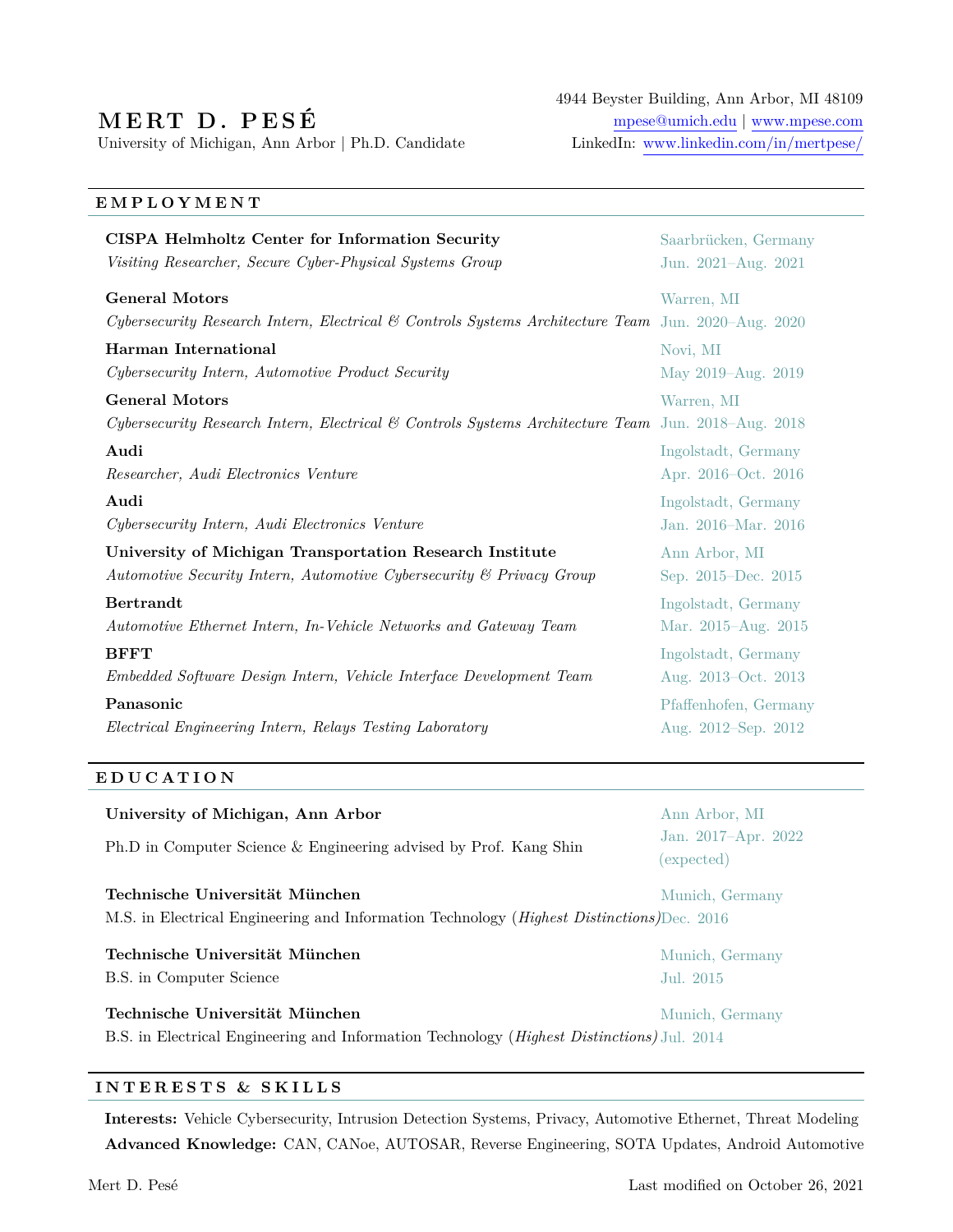# MERT D. PESÉ

University of Michigan, Ann Arbor | Ph.D. Candidate

4944 Beyster Building, Ann Arbor, MI 48109
mpese@umich.edu | www.mpese.com
LinkedIn: www.linkedin.com/in/mertpese/

## EMPLOYMENT

**CISPA Helmholtz Center for Information Security** — Saarbrücken, Germany
*Visiting Researcher, Secure Cyber-Physical Systems Group* — Jun. 2021–Aug. 2021

**General Motors** — Warren, MI
*Cybersecurity Research Intern, Electrical & Controls Systems Architecture Team* — Jun. 2020–Aug. 2020

**Harman International** — Novi, MI
*Cybersecurity Intern, Automotive Product Security* — May 2019–Aug. 2019

**General Motors** — Warren, MI
*Cybersecurity Research Intern, Electrical & Controls Systems Architecture Team* — Jun. 2018–Aug. 2018

**Audi** — Ingolstadt, Germany
*Researcher, Audi Electronics Venture* — Apr. 2016–Oct. 2016

**Audi** — Ingolstadt, Germany
*Cybersecurity Intern, Audi Electronics Venture* — Jan. 2016–Mar. 2016

**University of Michigan Transportation Research Institute** — Ann Arbor, MI
*Automotive Security Intern, Automotive Cybersecurity & Privacy Group* — Sep. 2015–Dec. 2015

**Bertrandt** — Ingolstadt, Germany
*Automotive Ethernet Intern, In-Vehicle Networks and Gateway Team* — Mar. 2015–Aug. 2015

**BFFT** — Ingolstadt, Germany
*Embedded Software Design Intern, Vehicle Interface Development Team* — Aug. 2013–Oct. 2013

**Panasonic** — Pfaffenhofen, Germany
*Electrical Engineering Intern, Relays Testing Laboratory* — Aug. 2012–Sep. 2012

## EDUCATION

**University of Michigan, Ann Arbor** — Ann Arbor, MI
Ph.D in Computer Science & Engineering advised by Prof. Kang Shin — Jan. 2017–Apr. 2022 (expected)

**Technische Universität München** — Munich, Germany
M.S. in Electrical Engineering and Information Technology (*Highest Distinctions*) — Dec. 2016

**Technische Universität München** — Munich, Germany
B.S. in Computer Science — Jul. 2015

**Technische Universität München** — Munich, Germany
B.S. in Electrical Engineering and Information Technology (*Highest Distinctions*) — Jul. 2014

## INTERESTS & SKILLS

**Interests:** Vehicle Cybersecurity, Intrusion Detection Systems, Privacy, Automotive Ethernet, Threat Modeling

**Advanced Knowledge:** CAN, CANoe, AUTOSAR, Reverse Engineering, SOTA Updates, Android Automotive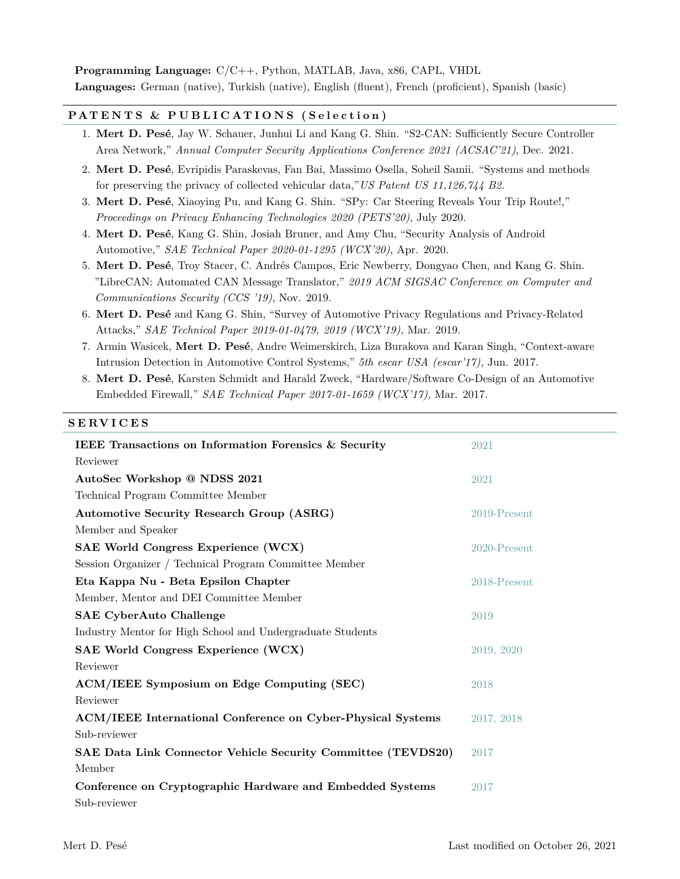**Programming Language:** C/C++, Python, MATLAB, Java, x86, CAPL, VHDL
**Languages:** German (native), Turkish (native), English (fluent), French (proficient), Spanish (basic)

## PATENTS & PUBLICATIONS (Selection)

1. **Mert D. Pesé**, Jay W. Schauer, Junhui Li and Kang G. Shin. "S2-CAN: Sufficiently Secure Controller Area Network," *Annual Computer Security Applications Conference 2021 (ACSAC'21)*, Dec. 2021.
2. **Mert D. Pesé**, Evripidis Paraskevas, Fan Bai, Massimo Osella, Soheil Samii. "Systems and methods for preserving the privacy of collected vehicular data,"*US Patent US 11,126,744 B2*.
3. **Mert D. Pesé**, Xiaoying Pu, and Kang G. Shin. "SPy: Car Steering Reveals Your Trip Route!," *Proceedings on Privacy Enhancing Technologies 2020 (PETS'20)*, July 2020.
4. **Mert D. Pesé**, Kang G. Shin, Josiah Bruner, and Amy Chu, "Security Analysis of Android Automotive," *SAE Technical Paper 2020-01-1295 (WCX'20)*, Apr. 2020.
5. **Mert D. Pesé**, Troy Stacer, C. Andrés Campos, Eric Newberry, Dongyao Chen, and Kang G. Shin. "LibreCAN: Automated CAN Message Translator," *2019 ACM SIGSAC Conference on Computer and Communications Security (CCS '19)*, Nov. 2019.
6. **Mert D. Pesé** and Kang G. Shin, "Survey of Automotive Privacy Regulations and Privacy-Related Attacks," *SAE Technical Paper 2019-01-0479, 2019 (WCX'19),* Mar. 2019.
7. Armin Wasicek, **Mert D. Pesé**, Andre Weimerskirch, Liza Burakova and Karan Singh, "Context-aware Intrusion Detection in Automotive Control Systems," *5th escar USA (escar'17),* Jun. 2017.
8. **Mert D. Pesé**, Karsten Schmidt and Harald Zweck, "Hardware/Software Co-Design of an Automotive Embedded Firewall," *SAE Technical Paper 2017-01-1659 (WCX'17),* Mar. 2017.

## SERVICES

**IEEE Transactions on Information Forensics & Security** — 2021
Reviewer

**AutoSec Workshop @ NDSS 2021** — 2021
Technical Program Committee Member

**Automotive Security Research Group (ASRG)** — 2019-Present
Member and Speaker

**SAE World Congress Experience (WCX)** — 2020-Present
Session Organizer / Technical Program Committee Member

**Eta Kappa Nu - Beta Epsilon Chapter** — 2018-Present
Member, Mentor and DEI Committee Member

**SAE CyberAuto Challenge** — 2019
Industry Mentor for High School and Undergraduate Students

**SAE World Congress Experience (WCX)** — 2019, 2020
Reviewer

**ACM/IEEE Symposium on Edge Computing (SEC)** — 2018
Reviewer

**ACM/IEEE International Conference on Cyber-Physical Systems** — 2017, 2018
Sub-reviewer

**SAE Data Link Connector Vehicle Security Committee (TEVDS20)** — 2017
Member

**Conference on Cryptographic Hardware and Embedded Systems** — 2017
Sub-reviewer

Mert D. Pesé — Last modified on October 26, 2021